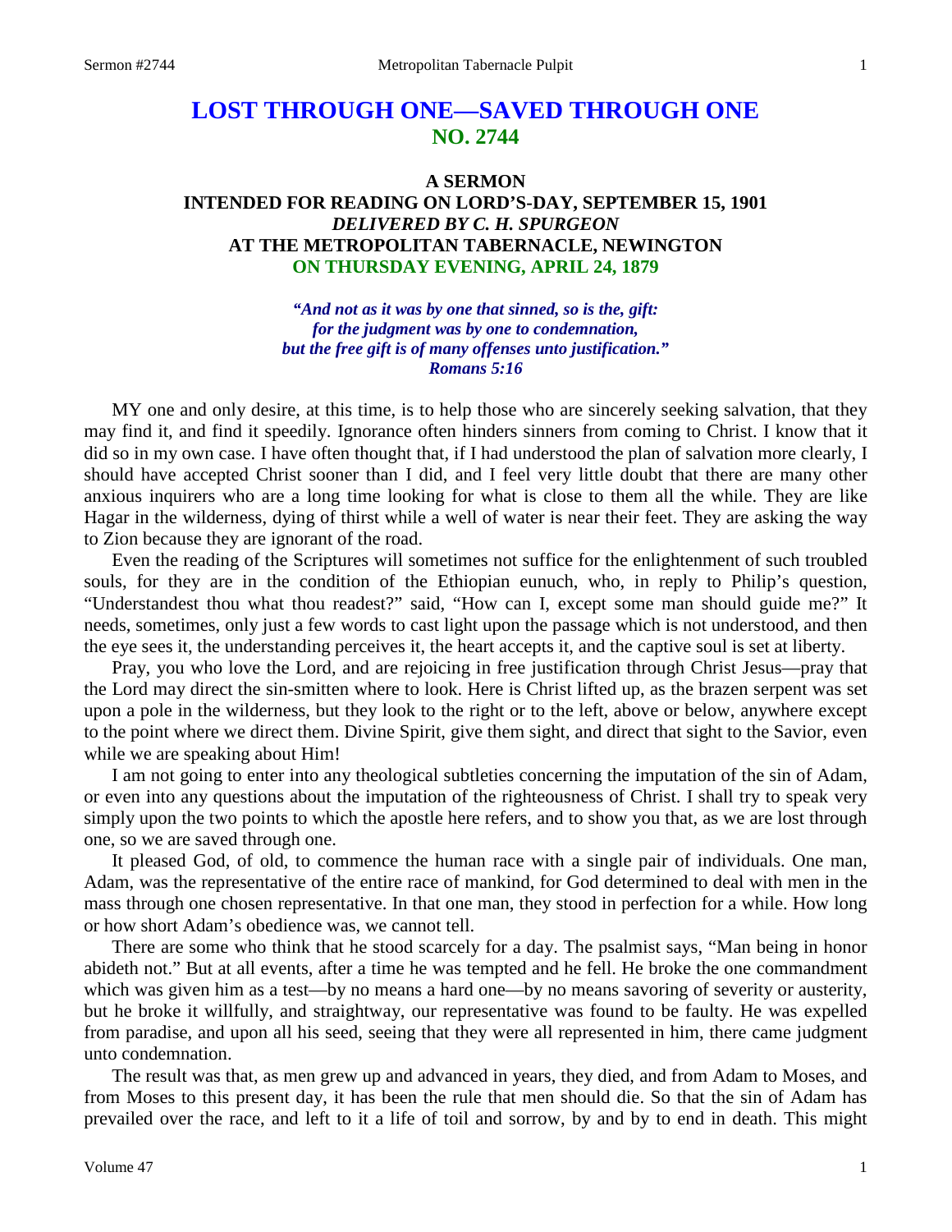# LOST THROUGH ONE—SAVED THROUGH ONE
## NO. 2744

### A SERMON
### INTENDED FOR READING ON LORD'S-DAY, SEPTEMBER 15, 1901
### *DELIVERED BY C. H. SPURGEON*
### AT THE METROPOLITAN TABERNACLE, NEWINGTON
### ON THURSDAY EVENING, APRIL 24, 1879

> ***"And not as it was by one that sinned, so is the, gift: for the judgment was by one to condemnation, but the free gift is of many offenses unto justification." Romans 5:16***

MY one and only desire, at this time, is to help those who are sincerely seeking salvation, that they may find it, and find it speedily. Ignorance often hinders sinners from coming to Christ. I know that it did so in my own case. I have often thought that, if I had understood the plan of salvation more clearly, I should have accepted Christ sooner than I did, and I feel very little doubt that there are many other anxious inquirers who are a long time looking for what is close to them all the while. They are like Hagar in the wilderness, dying of thirst while a well of water is near their feet. They are asking the way to Zion because they are ignorant of the road.

Even the reading of the Scriptures will sometimes not suffice for the enlightenment of such troubled souls, for they are in the condition of the Ethiopian eunuch, who, in reply to Philip's question, "Understandest thou what thou readest?" said, "How can I, except some man should guide me?" It needs, sometimes, only just a few words to cast light upon the passage which is not understood, and then the eye sees it, the understanding perceives it, the heart accepts it, and the captive soul is set at liberty.

Pray, you who love the Lord, and are rejoicing in free justification through Christ Jesus—pray that the Lord may direct the sin-smitten where to look. Here is Christ lifted up, as the brazen serpent was set upon a pole in the wilderness, but they look to the right or to the left, above or below, anywhere except to the point where we direct them. Divine Spirit, give them sight, and direct that sight to the Savior, even while we are speaking about Him!

I am not going to enter into any theological subtleties concerning the imputation of the sin of Adam, or even into any questions about the imputation of the righteousness of Christ. I shall try to speak very simply upon the two points to which the apostle here refers, and to show you that, as we are lost through one, so we are saved through one.

It pleased God, of old, to commence the human race with a single pair of individuals. One man, Adam, was the representative of the entire race of mankind, for God determined to deal with men in the mass through one chosen representative. In that one man, they stood in perfection for a while. How long or how short Adam's obedience was, we cannot tell.

There are some who think that he stood scarcely for a day. The psalmist says, "Man being in honor abideth not." But at all events, after a time he was tempted and he fell. He broke the one commandment which was given him as a test—by no means a hard one—by no means savoring of severity or austerity, but he broke it willfully, and straightway, our representative was found to be faulty. He was expelled from paradise, and upon all his seed, seeing that they were all represented in him, there came judgment unto condemnation.

The result was that, as men grew up and advanced in years, they died, and from Adam to Moses, and from Moses to this present day, it has been the rule that men should die. So that the sin of Adam has prevailed over the race, and left to it a life of toil and sorrow, by and by to end in death. This might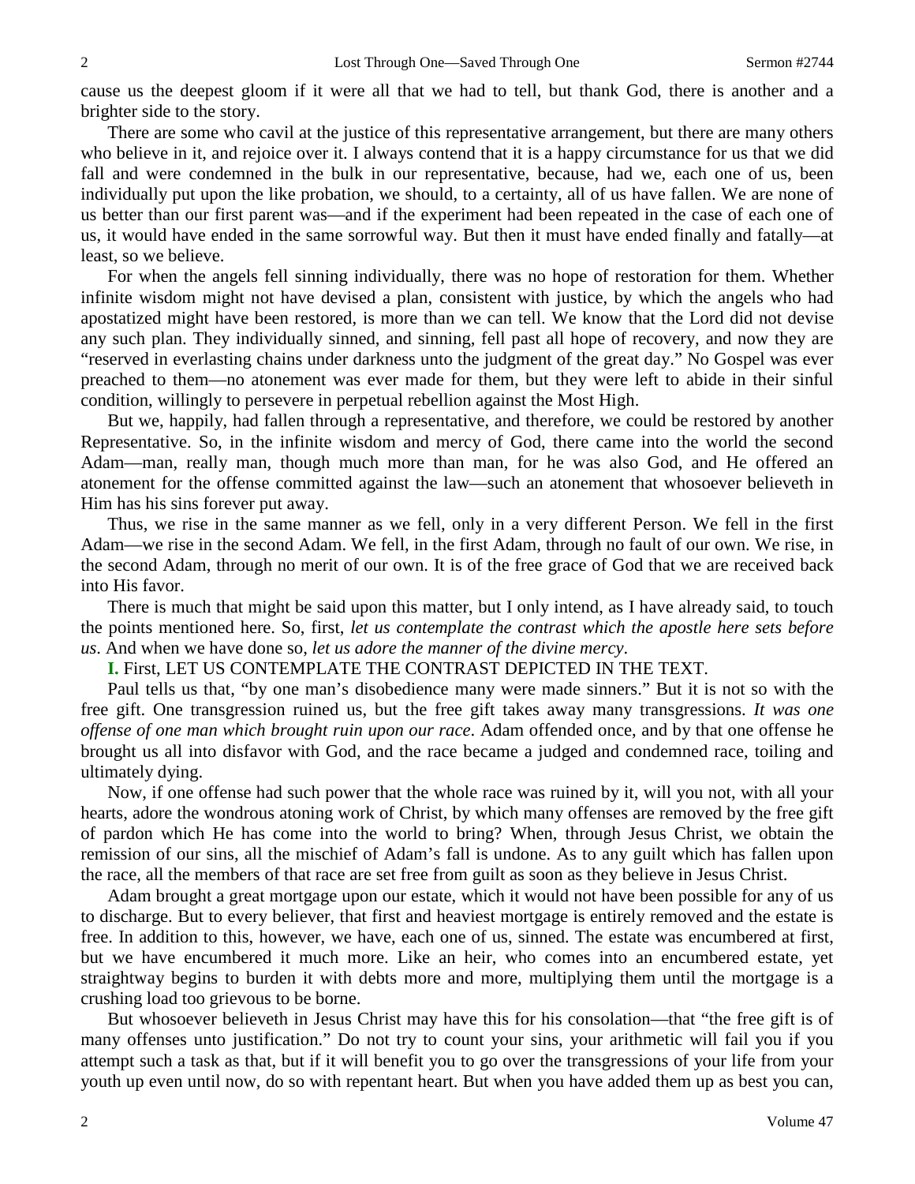cause us the deepest gloom if it were all that we had to tell, but thank God, there is another and a brighter side to the story.

There are some who cavil at the justice of this representative arrangement, but there are many others who believe in it, and rejoice over it. I always contend that it is a happy circumstance for us that we did fall and were condemned in the bulk in our representative, because, had we, each one of us, been individually put upon the like probation, we should, to a certainty, all of us have fallen. We are none of us better than our first parent was—and if the experiment had been repeated in the case of each one of us, it would have ended in the same sorrowful way. But then it must have ended finally and fatally—at least, so we believe.

For when the angels fell sinning individually, there was no hope of restoration for them. Whether infinite wisdom might not have devised a plan, consistent with justice, by which the angels who had apostatized might have been restored, is more than we can tell. We know that the Lord did not devise any such plan. They individually sinned, and sinning, fell past all hope of recovery, and now they are "reserved in everlasting chains under darkness unto the judgment of the great day." No Gospel was ever preached to them—no atonement was ever made for them, but they were left to abide in their sinful condition, willingly to persevere in perpetual rebellion against the Most High.

But we, happily, had fallen through a representative, and therefore, we could be restored by another Representative. So, in the infinite wisdom and mercy of God, there came into the world the second Adam—man, really man, though much more than man, for he was also God, and He offered an atonement for the offense committed against the law—such an atonement that whosoever believeth in Him has his sins forever put away.

Thus, we rise in the same manner as we fell, only in a very different Person. We fell in the first Adam—we rise in the second Adam. We fell, in the first Adam, through no fault of our own. We rise, in the second Adam, through no merit of our own. It is of the free grace of God that we are received back into His favor.

There is much that might be said upon this matter, but I only intend, as I have already said, to touch the points mentioned here. So, first, *let us contemplate the contrast which the apostle here sets before us*. And when we have done so, *let us adore the manner of the divine mercy*.

**I.** First, LET US CONTEMPLATE THE CONTRAST DEPICTED IN THE TEXT.

Paul tells us that, "by one man's disobedience many were made sinners." But it is not so with the free gift. One transgression ruined us, but the free gift takes away many transgressions. *It was one offense of one man which brought ruin upon our race*. Adam offended once, and by that one offense he brought us all into disfavor with God, and the race became a judged and condemned race, toiling and ultimately dying.

Now, if one offense had such power that the whole race was ruined by it, will you not, with all your hearts, adore the wondrous atoning work of Christ, by which many offenses are removed by the free gift of pardon which He has come into the world to bring? When, through Jesus Christ, we obtain the remission of our sins, all the mischief of Adam's fall is undone. As to any guilt which has fallen upon the race, all the members of that race are set free from guilt as soon as they believe in Jesus Christ.

Adam brought a great mortgage upon our estate, which it would not have been possible for any of us to discharge. But to every believer, that first and heaviest mortgage is entirely removed and the estate is free. In addition to this, however, we have, each one of us, sinned. The estate was encumbered at first, but we have encumbered it much more. Like an heir, who comes into an encumbered estate, yet straightway begins to burden it with debts more and more, multiplying them until the mortgage is a crushing load too grievous to be borne.

But whosoever believeth in Jesus Christ may have this for his consolation—that "the free gift is of many offenses unto justification." Do not try to count your sins, your arithmetic will fail you if you attempt such a task as that, but if it will benefit you to go over the transgressions of your life from your youth up even until now, do so with repentant heart. But when you have added them up as best you can,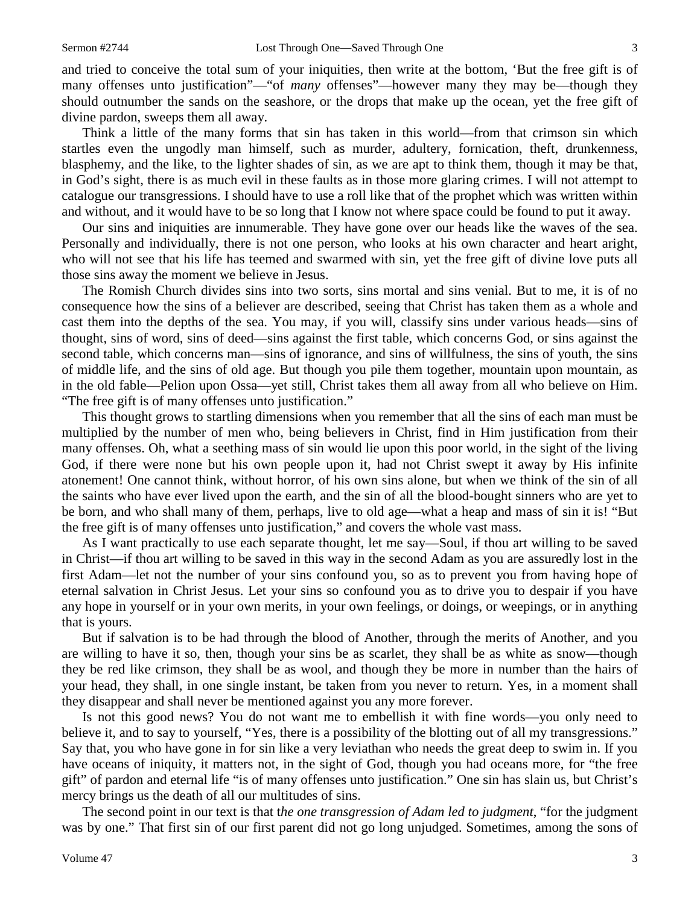and tried to conceive the total sum of your iniquities, then write at the bottom, 'But the free gift is of many offenses unto justification"—"of *many* offenses"—however many they may be—though they should outnumber the sands on the seashore, or the drops that make up the ocean, yet the free gift of divine pardon, sweeps them all away.

Think a little of the many forms that sin has taken in this world—from that crimson sin which startles even the ungodly man himself, such as murder, adultery, fornication, theft, drunkenness, blasphemy, and the like, to the lighter shades of sin, as we are apt to think them, though it may be that, in God's sight, there is as much evil in these faults as in those more glaring crimes. I will not attempt to catalogue our transgressions. I should have to use a roll like that of the prophet which was written within and without, and it would have to be so long that I know not where space could be found to put it away.

Our sins and iniquities are innumerable. They have gone over our heads like the waves of the sea. Personally and individually, there is not one person, who looks at his own character and heart aright, who will not see that his life has teemed and swarmed with sin, yet the free gift of divine love puts all those sins away the moment we believe in Jesus.

The Romish Church divides sins into two sorts, sins mortal and sins venial. But to me, it is of no consequence how the sins of a believer are described, seeing that Christ has taken them as a whole and cast them into the depths of the sea. You may, if you will, classify sins under various heads—sins of thought, sins of word, sins of deed—sins against the first table, which concerns God, or sins against the second table, which concerns man—sins of ignorance, and sins of willfulness, the sins of youth, the sins of middle life, and the sins of old age. But though you pile them together, mountain upon mountain, as in the old fable—Pelion upon Ossa—yet still, Christ takes them all away from all who believe on Him. "The free gift is of many offenses unto justification."

This thought grows to startling dimensions when you remember that all the sins of each man must be multiplied by the number of men who, being believers in Christ, find in Him justification from their many offenses. Oh, what a seething mass of sin would lie upon this poor world, in the sight of the living God, if there were none but his own people upon it, had not Christ swept it away by His infinite atonement! One cannot think, without horror, of his own sins alone, but when we think of the sin of all the saints who have ever lived upon the earth, and the sin of all the blood-bought sinners who are yet to be born, and who shall many of them, perhaps, live to old age—what a heap and mass of sin it is! "But the free gift is of many offenses unto justification," and covers the whole vast mass.

As I want practically to use each separate thought, let me say—Soul, if thou art willing to be saved in Christ—if thou art willing to be saved in this way in the second Adam as you are assuredly lost in the first Adam—let not the number of your sins confound you, so as to prevent you from having hope of eternal salvation in Christ Jesus. Let your sins so confound you as to drive you to despair if you have any hope in yourself or in your own merits, in your own feelings, or doings, or weepings, or in anything that is yours.

But if salvation is to be had through the blood of Another, through the merits of Another, and you are willing to have it so, then, though your sins be as scarlet, they shall be as white as snow—though they be red like crimson, they shall be as wool, and though they be more in number than the hairs of your head, they shall, in one single instant, be taken from you never to return. Yes, in a moment shall they disappear and shall never be mentioned against you any more forever.

Is not this good news? You do not want me to embellish it with fine words—you only need to believe it, and to say to yourself, "Yes, there is a possibility of the blotting out of all my transgressions." Say that, you who have gone in for sin like a very leviathan who needs the great deep to swim in. If you have oceans of iniquity, it matters not, in the sight of God, though you had oceans more, for "the free gift" of pardon and eternal life "is of many offenses unto justification." One sin has slain us, but Christ's mercy brings us the death of all our multitudes of sins.

The second point in our text is that *the one transgression of Adam led to judgment*, "for the judgment was by one." That first sin of our first parent did not go long unjudged. Sometimes, among the sons of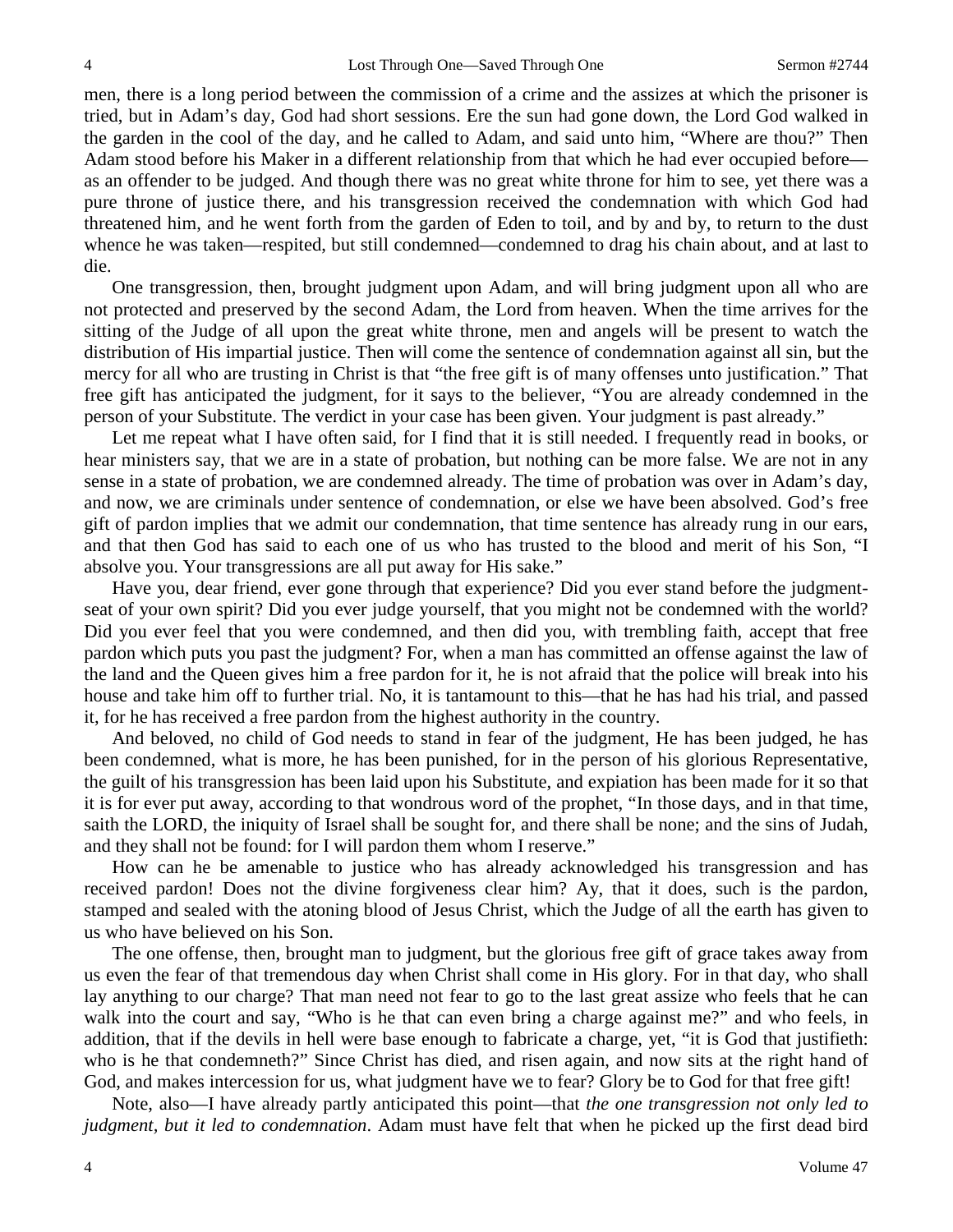men, there is a long period between the commission of a crime and the assizes at which the prisoner is tried, but in Adam's day, God had short sessions. Ere the sun had gone down, the Lord God walked in the garden in the cool of the day, and he called to Adam, and said unto him, "Where are thou?" Then Adam stood before his Maker in a different relationship from that which he had ever occupied before—as an offender to be judged. And though there was no great white throne for him to see, yet there was a pure throne of justice there, and his transgression received the condemnation with which God had threatened him, and he went forth from the garden of Eden to toil, and by and by, to return to the dust whence he was taken—respited, but still condemned—condemned to drag his chain about, and at last to die.

One transgression, then, brought judgment upon Adam, and will bring judgment upon all who are not protected and preserved by the second Adam, the Lord from heaven. When the time arrives for the sitting of the Judge of all upon the great white throne, men and angels will be present to watch the distribution of His impartial justice. Then will come the sentence of condemnation against all sin, but the mercy for all who are trusting in Christ is that "the free gift is of many offenses unto justification." That free gift has anticipated the judgment, for it says to the believer, "You are already condemned in the person of your Substitute. The verdict in your case has been given. Your judgment is past already."

Let me repeat what I have often said, for I find that it is still needed. I frequently read in books, or hear ministers say, that we are in a state of probation, but nothing can be more false. We are not in any sense in a state of probation, we are condemned already. The time of probation was over in Adam's day, and now, we are criminals under sentence of condemnation, or else we have been absolved. God's free gift of pardon implies that we admit our condemnation, that time sentence has already rung in our ears, and that then God has said to each one of us who has trusted to the blood and merit of his Son, "I absolve you. Your transgressions are all put away for His sake."

Have you, dear friend, ever gone through that experience? Did you ever stand before the judgment-seat of your own spirit? Did you ever judge yourself, that you might not be condemned with the world? Did you ever feel that you were condemned, and then did you, with trembling faith, accept that free pardon which puts you past the judgment? For, when a man has committed an offense against the law of the land and the Queen gives him a free pardon for it, he is not afraid that the police will break into his house and take him off to further trial. No, it is tantamount to this—that he has had his trial, and passed it, for he has received a free pardon from the highest authority in the country.

And beloved, no child of God needs to stand in fear of the judgment, He has been judged, he has been condemned, what is more, he has been punished, for in the person of his glorious Representative, the guilt of his transgression has been laid upon his Substitute, and expiation has been made for it so that it is for ever put away, according to that wondrous word of the prophet, "In those days, and in that time, saith the LORD, the iniquity of Israel shall be sought for, and there shall be none; and the sins of Judah, and they shall not be found: for I will pardon them whom I reserve."

How can he be amenable to justice who has already acknowledged his transgression and has received pardon! Does not the divine forgiveness clear him? Ay, that it does, such is the pardon, stamped and sealed with the atoning blood of Jesus Christ, which the Judge of all the earth has given to us who have believed on his Son.

The one offense, then, brought man to judgment, but the glorious free gift of grace takes away from us even the fear of that tremendous day when Christ shall come in His glory. For in that day, who shall lay anything to our charge? That man need not fear to go to the last great assize who feels that he can walk into the court and say, "Who is he that can even bring a charge against me?" and who feels, in addition, that if the devils in hell were base enough to fabricate a charge, yet, "it is God that justifieth: who is he that condemneth?" Since Christ has died, and risen again, and now sits at the right hand of God, and makes intercession for us, what judgment have we to fear? Glory be to God for that free gift!

Note, also—I have already partly anticipated this point—that *the one transgression not only led to judgment, but it led to condemnation*. Adam must have felt that when he picked up the first dead bird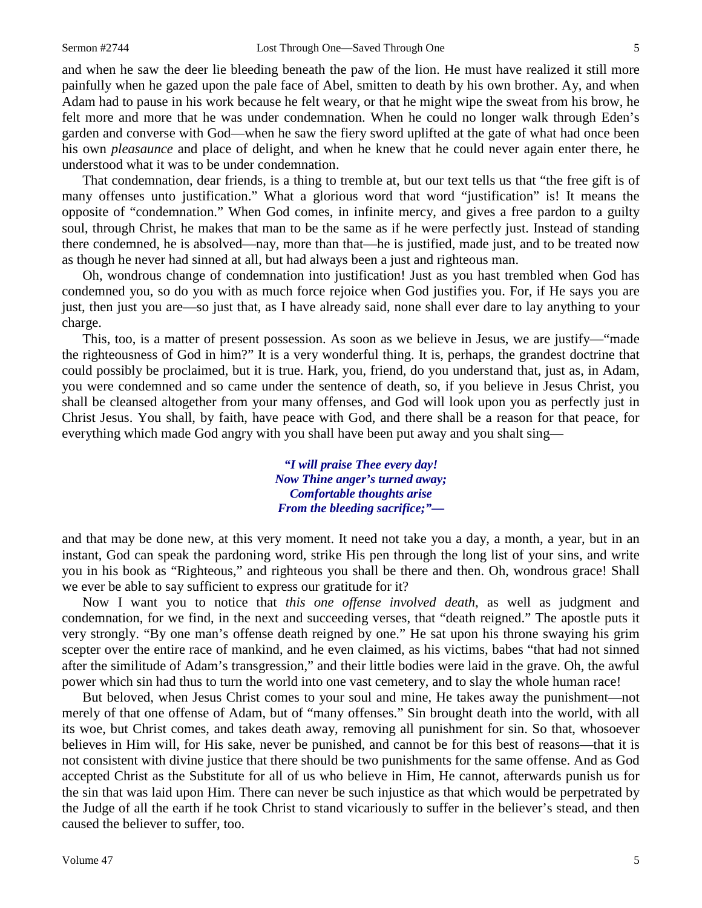and when he saw the deer lie bleeding beneath the paw of the lion. He must have realized it still more painfully when he gazed upon the pale face of Abel, smitten to death by his own brother. Ay, and when Adam had to pause in his work because he felt weary, or that he might wipe the sweat from his brow, he felt more and more that he was under condemnation. When he could no longer walk through Eden's garden and converse with God—when he saw the fiery sword uplifted at the gate of what had once been his own *pleasaunce* and place of delight, and when he knew that he could never again enter there, he understood what it was to be under condemnation.

That condemnation, dear friends, is a thing to tremble at, but our text tells us that "the free gift is of many offenses unto justification." What a glorious word that word "justification" is! It means the opposite of "condemnation." When God comes, in infinite mercy, and gives a free pardon to a guilty soul, through Christ, he makes that man to be the same as if he were perfectly just. Instead of standing there condemned, he is absolved—nay, more than that—he is justified, made just, and to be treated now as though he never had sinned at all, but had always been a just and righteous man.

Oh, wondrous change of condemnation into justification! Just as you hast trembled when God has condemned you, so do you with as much force rejoice when God justifies you. For, if He says you are just, then just you are—so just that, as I have already said, none shall ever dare to lay anything to your charge.

This, too, is a matter of present possession. As soon as we believe in Jesus, we are justify—"made the righteousness of God in him?" It is a very wonderful thing. It is, perhaps, the grandest doctrine that could possibly be proclaimed, but it is true. Hark, you, friend, do you understand that, just as, in Adam, you were condemned and so came under the sentence of death, so, if you believe in Jesus Christ, you shall be cleansed altogether from your many offenses, and God will look upon you as perfectly just in Christ Jesus. You shall, by faith, have peace with God, and there shall be a reason for that peace, for everything which made God angry with you shall have been put away and you shalt sing—

> ***"I will praise Thee every day!***
> ***Now Thine anger's turned away;***
> ***Comfortable thoughts arise***
> ***From the bleeding sacrifice;"—***

and that may be done new, at this very moment. It need not take you a day, a month, a year, but in an instant, God can speak the pardoning word, strike His pen through the long list of your sins, and write you in his book as "Righteous," and righteous you shall be there and then. Oh, wondrous grace! Shall we ever be able to say sufficient to express our gratitude for it?

Now I want you to notice that *this one offense involved death*, as well as judgment and condemnation, for we find, in the next and succeeding verses, that "death reigned." The apostle puts it very strongly. "By one man's offense death reigned by one." He sat upon his throne swaying his grim scepter over the entire race of mankind, and he even claimed, as his victims, babes "that had not sinned after the similitude of Adam's transgression," and their little bodies were laid in the grave. Oh, the awful power which sin had thus to turn the world into one vast cemetery, and to slay the whole human race!

But beloved, when Jesus Christ comes to your soul and mine, He takes away the punishment—not merely of that one offense of Adam, but of "many offenses." Sin brought death into the world, with all its woe, but Christ comes, and takes death away, removing all punishment for sin. So that, whosoever believes in Him will, for His sake, never be punished, and cannot be for this best of reasons—that it is not consistent with divine justice that there should be two punishments for the same offense. And as God accepted Christ as the Substitute for all of us who believe in Him, He cannot, afterwards punish us for the sin that was laid upon Him. There can never be such injustice as that which would be perpetrated by the Judge of all the earth if he took Christ to stand vicariously to suffer in the believer's stead, and then caused the believer to suffer, too.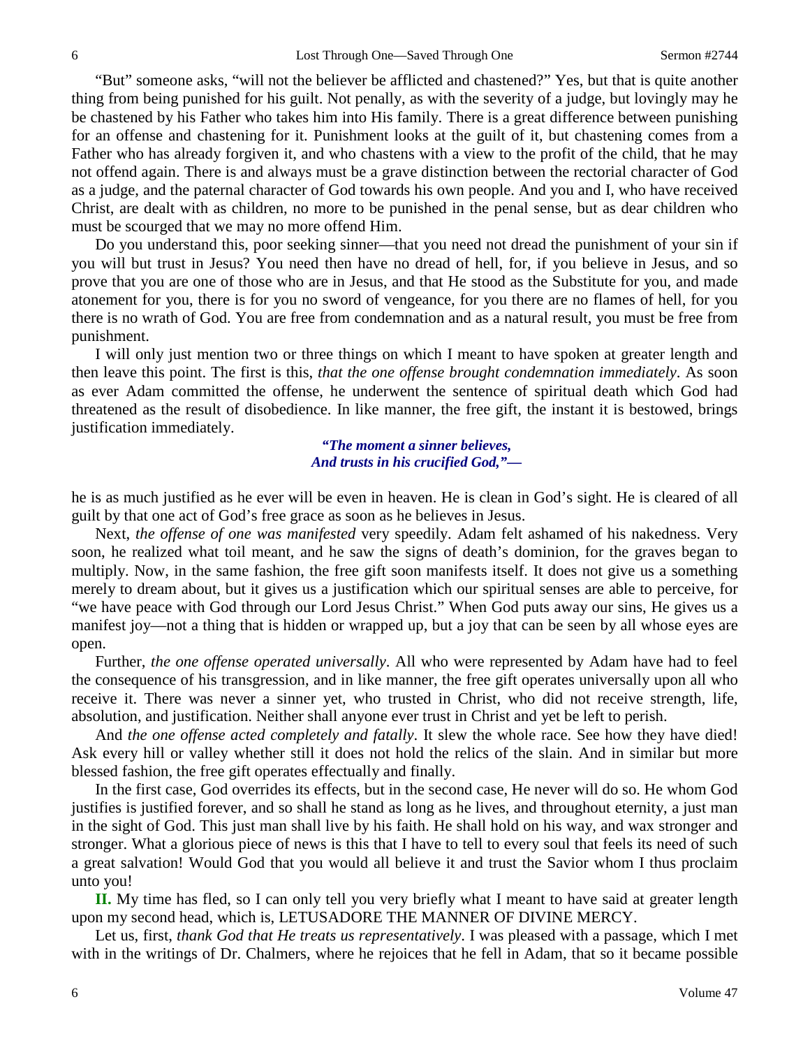"But" someone asks, "will not the believer be afflicted and chastened?" Yes, but that is quite another thing from being punished for his guilt. Not penally, as with the severity of a judge, but lovingly may he be chastened by his Father who takes him into His family. There is a great difference between punishing for an offense and chastening for it. Punishment looks at the guilt of it, but chastening comes from a Father who has already forgiven it, and who chastens with a view to the profit of the child, that he may not offend again. There is and always must be a grave distinction between the rectorial character of God as a judge, and the paternal character of God towards his own people. And you and I, who have received Christ, are dealt with as children, no more to be punished in the penal sense, but as dear children who must be scourged that we may no more offend Him.

Do you understand this, poor seeking sinner—that you need not dread the punishment of your sin if you will but trust in Jesus? You need then have no dread of hell, for, if you believe in Jesus, and so prove that you are one of those who are in Jesus, and that He stood as the Substitute for you, and made atonement for you, there is for you no sword of vengeance, for you there are no flames of hell, for you there is no wrath of God. You are free from condemnation and as a natural result, you must be free from punishment.

I will only just mention two or three things on which I meant to have spoken at greater length and then leave this point. The first is this, *that the one offense brought condemnation immediately*. As soon as ever Adam committed the offense, he underwent the sentence of spiritual death which God had threatened as the result of disobedience. In like manner, the free gift, the instant it is bestowed, brings justification immediately.

> ***"The moment a sinner believes,***
> ***And trusts in his crucified God,"—***

he is as much justified as he ever will be even in heaven. He is clean in God's sight. He is cleared of all guilt by that one act of God's free grace as soon as he believes in Jesus.

Next, *the offense of one was manifested* very speedily. Adam felt ashamed of his nakedness. Very soon, he realized what toil meant, and he saw the signs of death's dominion, for the graves began to multiply. Now, in the same fashion, the free gift soon manifests itself. It does not give us a something merely to dream about, but it gives us a justification which our spiritual senses are able to perceive, for "we have peace with God through our Lord Jesus Christ." When God puts away our sins, He gives us a manifest joy—not a thing that is hidden or wrapped up, but a joy that can be seen by all whose eyes are open.

Further, *the one offense operated universally*. All who were represented by Adam have had to feel the consequence of his transgression, and in like manner, the free gift operates universally upon all who receive it. There was never a sinner yet, who trusted in Christ, who did not receive strength, life, absolution, and justification. Neither shall anyone ever trust in Christ and yet be left to perish.

And *the one offense acted completely and fatally*. It slew the whole race. See how they have died! Ask every hill or valley whether still it does not hold the relics of the slain. And in similar but more blessed fashion, the free gift operates effectually and finally.

In the first case, God overrides its effects, but in the second case, He never will do so. He whom God justifies is justified forever, and so shall he stand as long as he lives, and throughout eternity, a just man in the sight of God. This just man shall live by his faith. He shall hold on his way, and wax stronger and stronger. What a glorious piece of news is this that I have to tell to every soul that feels its need of such a great salvation! Would God that you would all believe it and trust the Savior whom I thus proclaim unto you!

**II.** My time has fled, so I can only tell you very briefly what I meant to have said at greater length upon my second head, which is, LETUSADORE THE MANNER OF DIVINE MERCY.

Let us, first, *thank God that He treats us representatively*. I was pleased with a passage, which I met with in the writings of Dr. Chalmers, where he rejoices that he fell in Adam, that so it became possible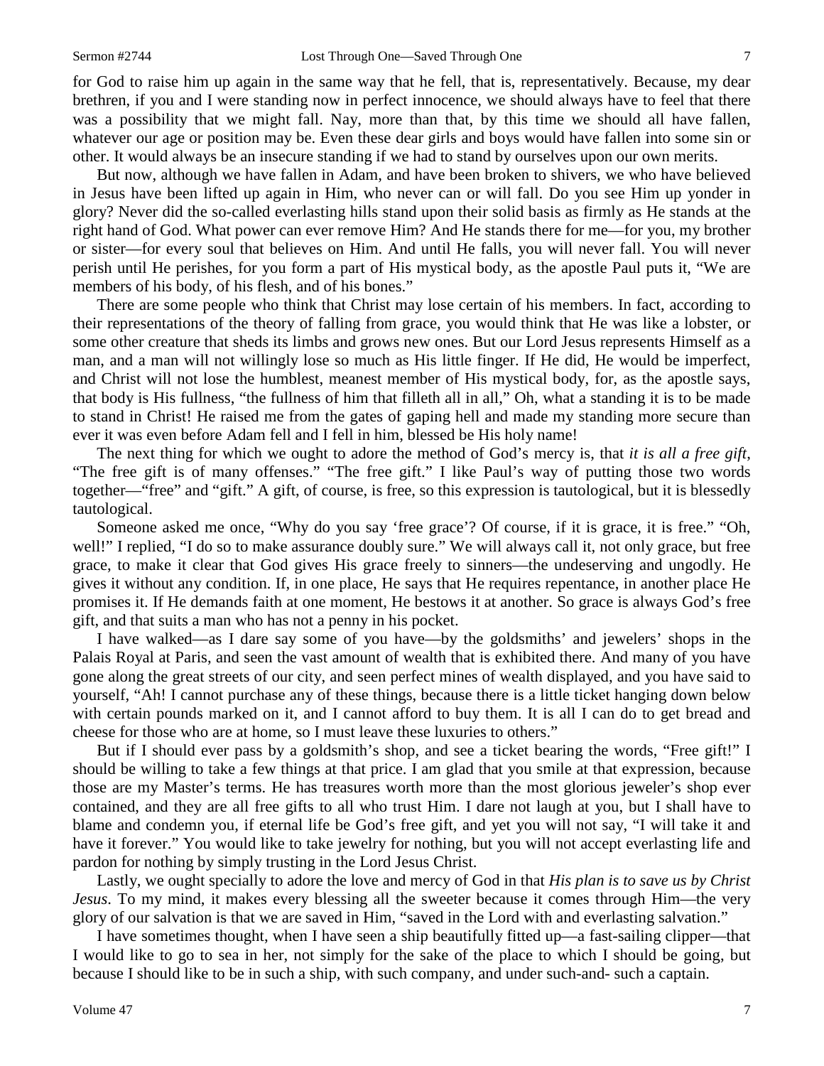for God to raise him up again in the same way that he fell, that is, representatively. Because, my dear brethren, if you and I were standing now in perfect innocence, we should always have to feel that there was a possibility that we might fall. Nay, more than that, by this time we should all have fallen, whatever our age or position may be. Even these dear girls and boys would have fallen into some sin or other. It would always be an insecure standing if we had to stand by ourselves upon our own merits.

But now, although we have fallen in Adam, and have been broken to shivers, we who have believed in Jesus have been lifted up again in Him, who never can or will fall. Do you see Him up yonder in glory? Never did the so-called everlasting hills stand upon their solid basis as firmly as He stands at the right hand of God. What power can ever remove Him? And He stands there for me—for you, my brother or sister—for every soul that believes on Him. And until He falls, you will never fall. You will never perish until He perishes, for you form a part of His mystical body, as the apostle Paul puts it, "We are members of his body, of his flesh, and of his bones."

There are some people who think that Christ may lose certain of his members. In fact, according to their representations of the theory of falling from grace, you would think that He was like a lobster, or some other creature that sheds its limbs and grows new ones. But our Lord Jesus represents Himself as a man, and a man will not willingly lose so much as His little finger. If He did, He would be imperfect, and Christ will not lose the humblest, meanest member of His mystical body, for, as the apostle says, that body is His fullness, "the fullness of him that filleth all in all," Oh, what a standing it is to be made to stand in Christ! He raised me from the gates of gaping hell and made my standing more secure than ever it was even before Adam fell and I fell in him, blessed be His holy name!

The next thing for which we ought to adore the method of God's mercy is, that *it is all a free gift*, "The free gift is of many offenses." "The free gift." I like Paul's way of putting those two words together—"free" and "gift." A gift, of course, is free, so this expression is tautological, but it is blessedly tautological.

Someone asked me once, "Why do you say 'free grace'? Of course, if it is grace, it is free." "Oh, well!" I replied, "I do so to make assurance doubly sure." We will always call it, not only grace, but free grace, to make it clear that God gives His grace freely to sinners—the undeserving and ungodly. He gives it without any condition. If, in one place, He says that He requires repentance, in another place He promises it. If He demands faith at one moment, He bestows it at another. So grace is always God's free gift, and that suits a man who has not a penny in his pocket.

I have walked—as I dare say some of you have—by the goldsmiths' and jewelers' shops in the Palais Royal at Paris, and seen the vast amount of wealth that is exhibited there. And many of you have gone along the great streets of our city, and seen perfect mines of wealth displayed, and you have said to yourself, "Ah! I cannot purchase any of these things, because there is a little ticket hanging down below with certain pounds marked on it, and I cannot afford to buy them. It is all I can do to get bread and cheese for those who are at home, so I must leave these luxuries to others."

But if I should ever pass by a goldsmith's shop, and see a ticket bearing the words, "Free gift!" I should be willing to take a few things at that price. I am glad that you smile at that expression, because those are my Master's terms. He has treasures worth more than the most glorious jeweler's shop ever contained, and they are all free gifts to all who trust Him. I dare not laugh at you, but I shall have to blame and condemn you, if eternal life be God's free gift, and yet you will not say, "I will take it and have it forever." You would like to take jewelry for nothing, but you will not accept everlasting life and pardon for nothing by simply trusting in the Lord Jesus Christ.

Lastly, we ought specially to adore the love and mercy of God in that *His plan is to save us by Christ Jesus*. To my mind, it makes every blessing all the sweeter because it comes through Him—the very glory of our salvation is that we are saved in Him, "saved in the Lord with and everlasting salvation."

I have sometimes thought, when I have seen a ship beautifully fitted up—a fast-sailing clipper—that I would like to go to sea in her, not simply for the sake of the place to which I should be going, but because I should like to be in such a ship, with such company, and under such-and- such a captain.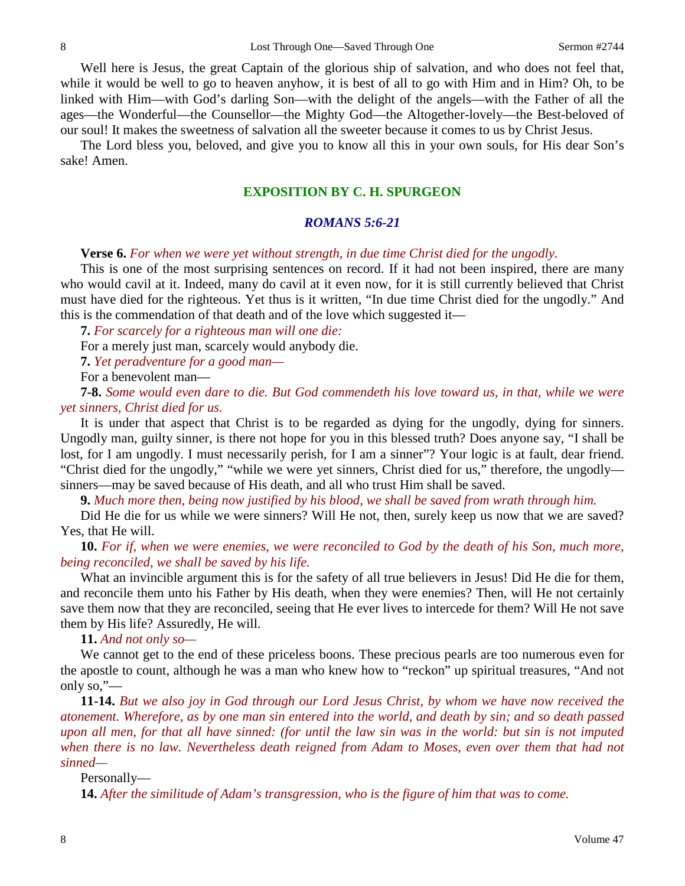Well here is Jesus, the great Captain of the glorious ship of salvation, and who does not feel that, while it would be well to go to heaven anyhow, it is best of all to go with Him and in Him? Oh, to be linked with Him—with God's darling Son—with the delight of the angels—with the Father of all the ages—the Wonderful—the Counsellor—the Mighty God—the Altogether-lovely—the Best-beloved of our soul! It makes the sweetness of salvation all the sweeter because it comes to us by Christ Jesus.

The Lord bless you, beloved, and give you to know all this in your own souls, for His dear Son's sake! Amen.

## EXPOSITION BY C. H. SPURGEON

### *ROMANS 5:6-21*

**Verse 6.** *For when we were yet without strength, in due time Christ died for the ungodly.*

This is one of the most surprising sentences on record. If it had not been inspired, there are many who would cavil at it. Indeed, many do cavil at it even now, for it is still currently believed that Christ must have died for the righteous. Yet thus is it written, "In due time Christ died for the ungodly." And this is the commendation of that death and of the love which suggested it—

**7.** *For scarcely for a righteous man will one die:*

For a merely just man, scarcely would anybody die.

**7.** *Yet peradventure for a good man—*

For a benevolent man—

**7-8.** *Some would even dare to die. But God commendeth his love toward us, in that, while we were yet sinners, Christ died for us.*

It is under that aspect that Christ is to be regarded as dying for the ungodly, dying for sinners. Ungodly man, guilty sinner, is there not hope for you in this blessed truth? Does anyone say, "I shall be lost, for I am ungodly. I must necessarily perish, for I am a sinner"? Your logic is at fault, dear friend. "Christ died for the ungodly," "while we were yet sinners, Christ died for us," therefore, the ungodly—sinners—may be saved because of His death, and all who trust Him shall be saved.

**9.** *Much more then, being now justified by his blood, we shall be saved from wrath through him.*

Did He die for us while we were sinners? Will He not, then, surely keep us now that we are saved? Yes, that He will.

**10.** *For if, when we were enemies, we were reconciled to God by the death of his Son, much more, being reconciled, we shall be saved by his life.*

What an invincible argument this is for the safety of all true believers in Jesus! Did He die for them, and reconcile them unto his Father by His death, when they were enemies? Then, will He not certainly save them now that they are reconciled, seeing that He ever lives to intercede for them? Will He not save them by His life? Assuredly, He will.

**11.** *And not only so—*

We cannot get to the end of these priceless boons. These precious pearls are too numerous even for the apostle to count, although he was a man who knew how to "reckon" up spiritual treasures, "And not only so,"—

**11-14.** *But we also joy in God through our Lord Jesus Christ, by whom we have now received the atonement. Wherefore, as by one man sin entered into the world, and death by sin; and so death passed upon all men, for that all have sinned: (for until the law sin was in the world: but sin is not imputed when there is no law. Nevertheless death reigned from Adam to Moses, even over them that had not sinned—*

Personally—

**14.** *After the similitude of Adam's transgression, who is the figure of him that was to come.*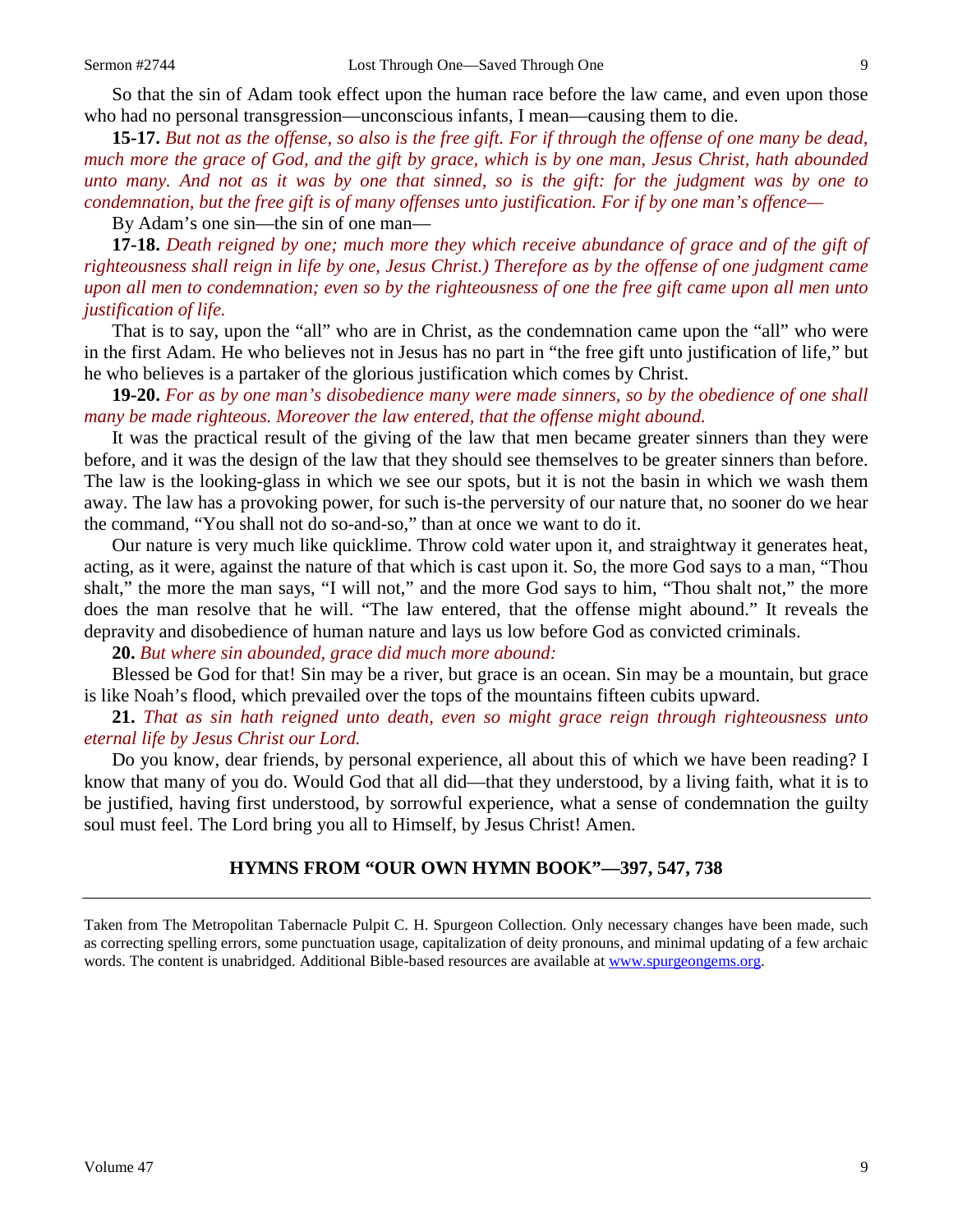So that the sin of Adam took effect upon the human race before the law came, and even upon those who had no personal transgression—unconscious infants, I mean—causing them to die.

**15-17.** *But not as the offense, so also is the free gift. For if through the offense of one many be dead, much more the grace of God, and the gift by grace, which is by one man, Jesus Christ, hath abounded unto many. And not as it was by one that sinned, so is the gift: for the judgment was by one to condemnation, but the free gift is of many offenses unto justification. For if by one man's offence—*

By Adam's one sin—the sin of one man—

**17-18.** *Death reigned by one; much more they which receive abundance of grace and of the gift of righteousness shall reign in life by one, Jesus Christ.) Therefore as by the offense of one judgment came upon all men to condemnation; even so by the righteousness of one the free gift came upon all men unto justification of life.*

That is to say, upon the "all" who are in Christ, as the condemnation came upon the "all" who were in the first Adam. He who believes not in Jesus has no part in "the free gift unto justification of life," but he who believes is a partaker of the glorious justification which comes by Christ.

**19-20.** *For as by one man's disobedience many were made sinners, so by the obedience of one shall many be made righteous. Moreover the law entered, that the offense might abound.*

It was the practical result of the giving of the law that men became greater sinners than they were before, and it was the design of the law that they should see themselves to be greater sinners than before. The law is the looking-glass in which we see our spots, but it is not the basin in which we wash them away. The law has a provoking power, for such is-the perversity of our nature that, no sooner do we hear the command, "You shall not do so-and-so," than at once we want to do it.

Our nature is very much like quicklime. Throw cold water upon it, and straightway it generates heat, acting, as it were, against the nature of that which is cast upon it. So, the more God says to a man, "Thou shalt," the more the man says, "I will not," and the more God says to him, "Thou shalt not," the more does the man resolve that he will. "The law entered, that the offense might abound." It reveals the depravity and disobedience of human nature and lays us low before God as convicted criminals.

**20.** *But where sin abounded, grace did much more abound:*

Blessed be God for that! Sin may be a river, but grace is an ocean. Sin may be a mountain, but grace is like Noah's flood, which prevailed over the tops of the mountains fifteen cubits upward.

**21.** *That as sin hath reigned unto death, even so might grace reign through righteousness unto eternal life by Jesus Christ our Lord.*

Do you know, dear friends, by personal experience, all about this of which we have been reading? I know that many of you do. Would God that all did—that they understood, by a living faith, what it is to be justified, having first understood, by sorrowful experience, what a sense of condemnation the guilty soul must feel. The Lord bring you all to Himself, by Jesus Christ! Amen.

**HYMNS FROM "OUR OWN HYMN BOOK"—397, 547, 738**

---

Taken from The Metropolitan Tabernacle Pulpit C. H. Spurgeon Collection. Only necessary changes have been made, such as correcting spelling errors, some punctuation usage, capitalization of deity pronouns, and minimal updating of a few archaic words. The content is unabridged. Additional Bible-based resources are available at www.spurgeongems.org.